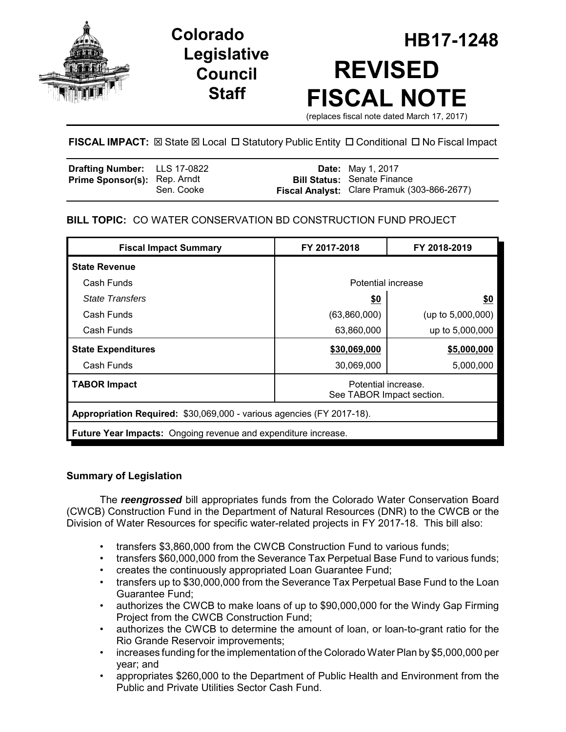# Colorado Legislative Council Staff

# HB17-1248

# REVISED FISCAL NOTE

(replaces fiscal note dated March 17, 2017)

**FISCAL IMPACT:** ☒ State ☒ Local ☐ Statutory Public Entity ☐ Conditional ☐ No Fiscal Impact

| | | | |
|---|---|---|---|
| **Drafting Number:** | LLS 17-0822 | **Date:** | May 1, 2017 |
| **Prime Sponsor(s):** | Rep. Arndt<br>Sen. Cooke | **Bill Status:** | Senate Finance |
| | | **Fiscal Analyst:** | Clare Pramuk (303-866-2677) |

## BILL TOPIC: CO WATER CONSERVATION BD CONSTRUCTION FUND PROJECT

| Fiscal Impact Summary | FY 2017-2018 | FY 2018-2019 |
|---|---|---|
| **State Revenue** | | |
| Cash Funds | Potential increase | |
| *State Transfers* | **$0** | **$0** |
| Cash Funds | (63,860,000) | (up to 5,000,000) |
| Cash Funds | 63,860,000 | up to 5,000,000 |
| **State Expenditures** | **$30,069,000** | **$5,000,000** |
| Cash Funds | 30,069,000 | 5,000,000 |
| **TABOR Impact** | Potential increase.<br>See TABOR Impact section. | |
| **Appropriation Required:** $30,069,000 - various agencies (FY 2017-18). | | |
| **Future Year Impacts:** Ongoing revenue and expenditure increase. | | |

### Summary of Legislation

The ***reengrossed*** bill appropriates funds from the Colorado Water Conservation Board (CWCB) Construction Fund in the Department of Natural Resources (DNR) to the CWCB or the Division of Water Resources for specific water-related projects in FY 2017-18. This bill also:

- transfers $3,860,000 from the CWCB Construction Fund to various funds;
- transfers $60,000,000 from the Severance Tax Perpetual Base Fund to various funds;
- creates the continuously appropriated Loan Guarantee Fund;
- transfers up to $30,000,000 from the Severance Tax Perpetual Base Fund to the Loan Guarantee Fund;
- authorizes the CWCB to make loans of up to $90,000,000 for the Windy Gap Firming Project from the CWCB Construction Fund;
- authorizes the CWCB to determine the amount of loan, or loan-to-grant ratio for the Rio Grande Reservoir improvements;
- increases funding for the implementation of the Colorado Water Plan by $5,000,000 per year; and
- appropriates $260,000 to the Department of Public Health and Environment from the Public and Private Utilities Sector Cash Fund.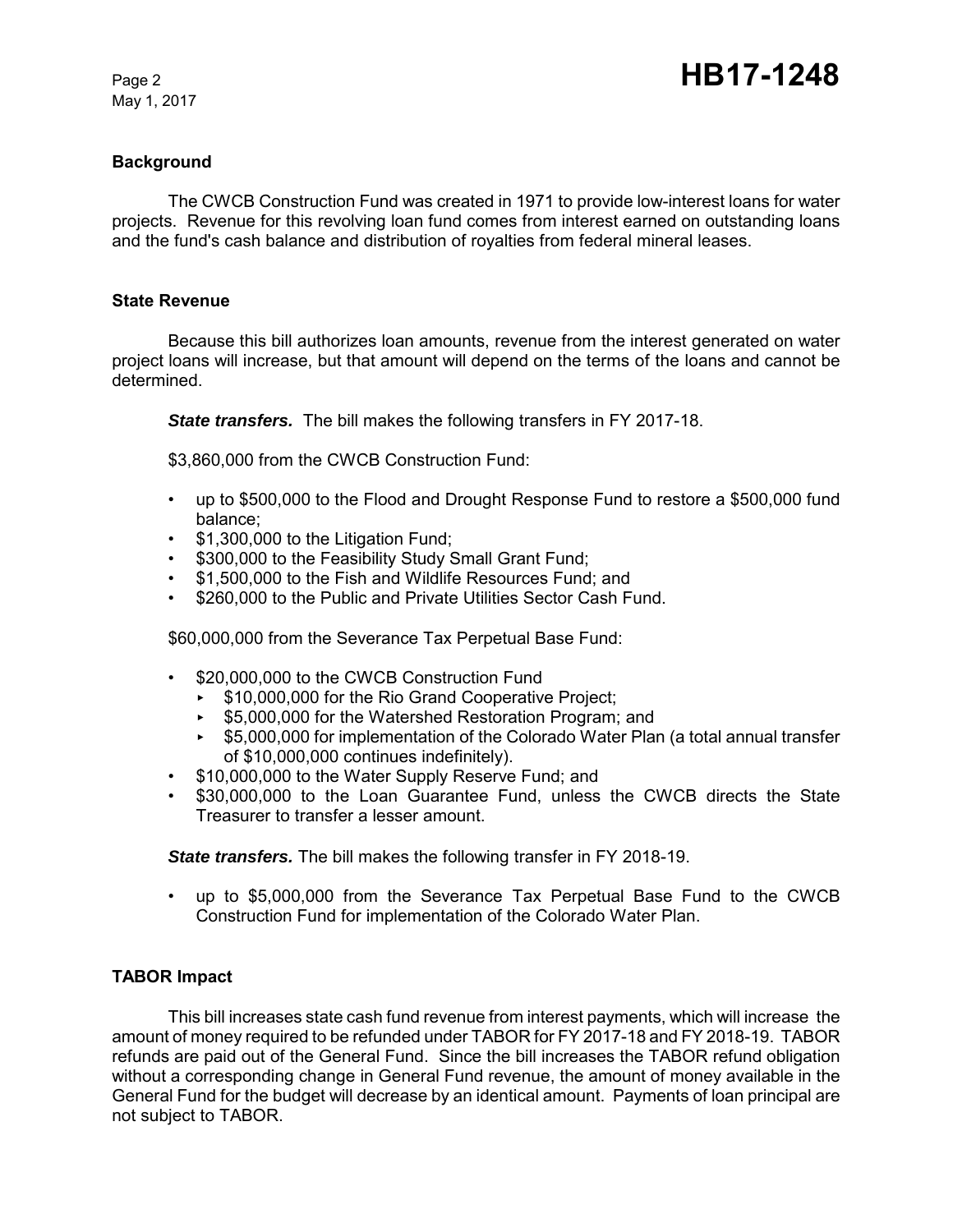## Background

The CWCB Construction Fund was created in 1971 to provide low-interest loans for water projects. Revenue for this revolving loan fund comes from interest earned on outstanding loans and the fund's cash balance and distribution of royalties from federal mineral leases.

## State Revenue

Because this bill authorizes loan amounts, revenue from the interest generated on water project loans will increase, but that amount will depend on the terms of the loans and cannot be determined.

***State transfers.*** The bill makes the following transfers in FY 2017-18.

$3,860,000 from the CWCB Construction Fund:

- up to $500,000 to the Flood and Drought Response Fund to restore a $500,000 fund balance;
- $1,300,000 to the Litigation Fund;
- $300,000 to the Feasibility Study Small Grant Fund;
- $1,500,000 to the Fish and Wildlife Resources Fund; and
- $260,000 to the Public and Private Utilities Sector Cash Fund.

$60,000,000 from the Severance Tax Perpetual Base Fund:

- $20,000,000 to the CWCB Construction Fund
  - $10,000,000 for the Rio Grand Cooperative Project;
  - $5,000,000 for the Watershed Restoration Program; and
  - $5,000,000 for implementation of the Colorado Water Plan (a total annual transfer of $10,000,000 continues indefinitely).
- $10,000,000 to the Water Supply Reserve Fund; and
- $30,000,000 to the Loan Guarantee Fund, unless the CWCB directs the State Treasurer to transfer a lesser amount.

***State transfers.*** The bill makes the following transfer in FY 2018-19.

- up to $5,000,000 from the Severance Tax Perpetual Base Fund to the CWCB Construction Fund for implementation of the Colorado Water Plan.

## TABOR Impact

This bill increases state cash fund revenue from interest payments, which will increase the amount of money required to be refunded under TABOR for FY 2017-18 and FY 2018-19. TABOR refunds are paid out of the General Fund. Since the bill increases the TABOR refund obligation without a corresponding change in General Fund revenue, the amount of money available in the General Fund for the budget will decrease by an identical amount. Payments of loan principal are not subject to TABOR.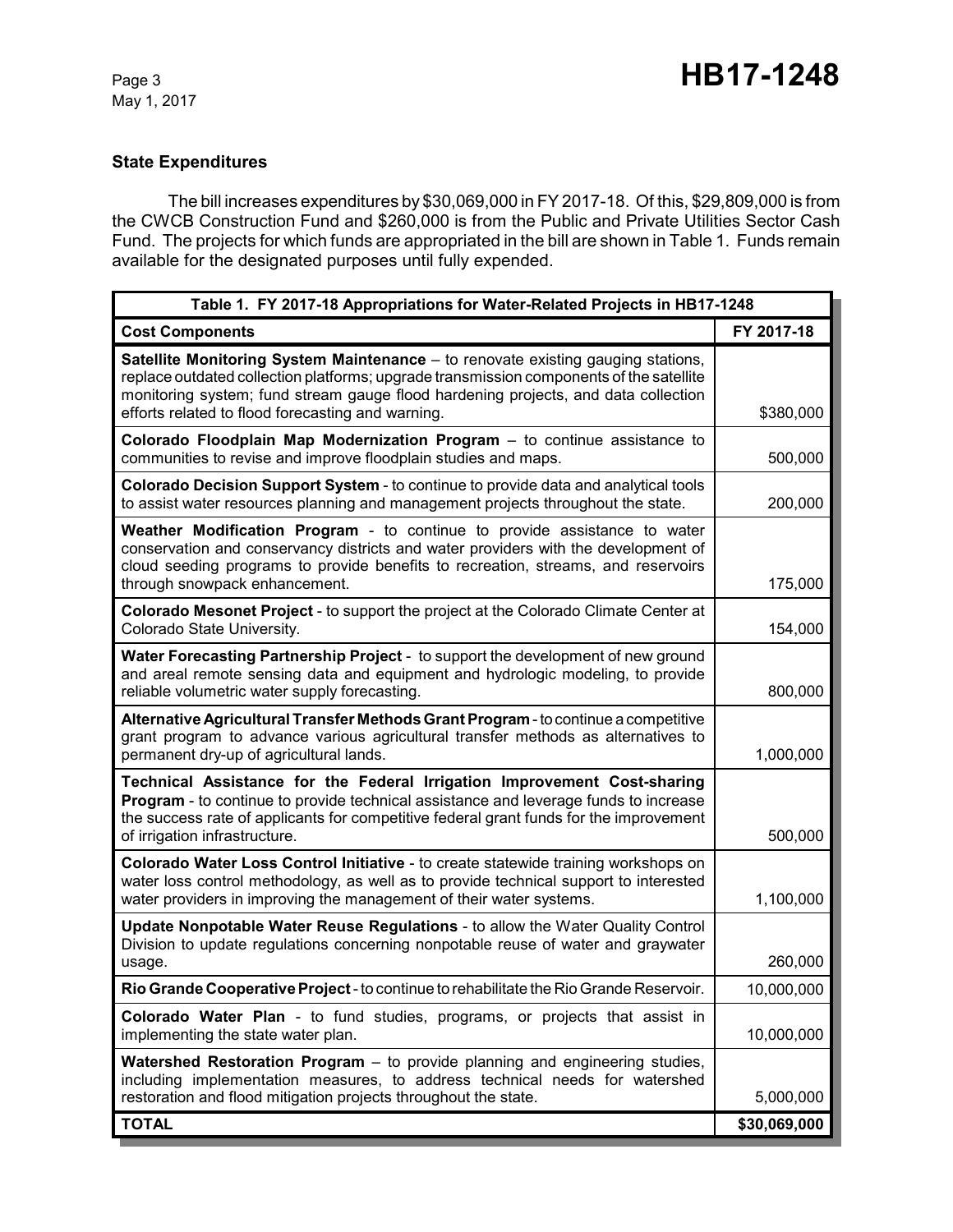## State Expenditures

The bill increases expenditures by $30,069,000 in FY 2017-18. Of this, $29,809,000 is from the CWCB Construction Fund and $260,000 is from the Public and Private Utilities Sector Cash Fund. The projects for which funds are appropriated in the bill are shown in Table 1. Funds remain available for the designated purposes until fully expended.

| Table 1. FY 2017-18 Appropriations for Water-Related Projects in HB17-1248 | |
|---|---|
| **Cost Components** | **FY 2017-18** |
| **Satellite Monitoring System Maintenance** – to renovate existing gauging stations, replace outdated collection platforms; upgrade transmission components of the satellite monitoring system; fund stream gauge flood hardening projects, and data collection efforts related to flood forecasting and warning. | $380,000 |
| **Colorado Floodplain Map Modernization Program** – to continue assistance to communities to revise and improve floodplain studies and maps. | 500,000 |
| **Colorado Decision Support System** - to continue to provide data and analytical tools to assist water resources planning and management projects throughout the state. | 200,000 |
| **Weather Modification Program** - to continue to provide assistance to water conservation and conservancy districts and water providers with the development of cloud seeding programs to provide benefits to recreation, streams, and reservoirs through snowpack enhancement. | 175,000 |
| **Colorado Mesonet Project** - to support the project at the Colorado Climate Center at Colorado State University. | 154,000 |
| **Water Forecasting Partnership Project** - to support the development of new ground and areal remote sensing data and equipment and hydrologic modeling, to provide reliable volumetric water supply forecasting. | 800,000 |
| **Alternative Agricultural Transfer Methods Grant Program** - to continue a competitive grant program to advance various agricultural transfer methods as alternatives to permanent dry-up of agricultural lands. | 1,000,000 |
| **Technical Assistance for the Federal Irrigation Improvement Cost-sharing Program** - to continue to provide technical assistance and leverage funds to increase the success rate of applicants for competitive federal grant funds for the improvement of irrigation infrastructure. | 500,000 |
| **Colorado Water Loss Control Initiative** - to create statewide training workshops on water loss control methodology, as well as to provide technical support to interested water providers in improving the management of their water systems. | 1,100,000 |
| **Update Nonpotable Water Reuse Regulations** - to allow the Water Quality Control Division to update regulations concerning nonpotable reuse of water and graywater usage. | 260,000 |
| **Rio Grande Cooperative Project** - to continue to rehabilitate the Rio Grande Reservoir. | 10,000,000 |
| **Colorado Water Plan** - to fund studies, programs, or projects that assist in implementing the state water plan. | 10,000,000 |
| **Watershed Restoration Program** – to provide planning and engineering studies, including implementation measures, to address technical needs for watershed restoration and flood mitigation projects throughout the state. | 5,000,000 |
| **TOTAL** | **$30,069,000** |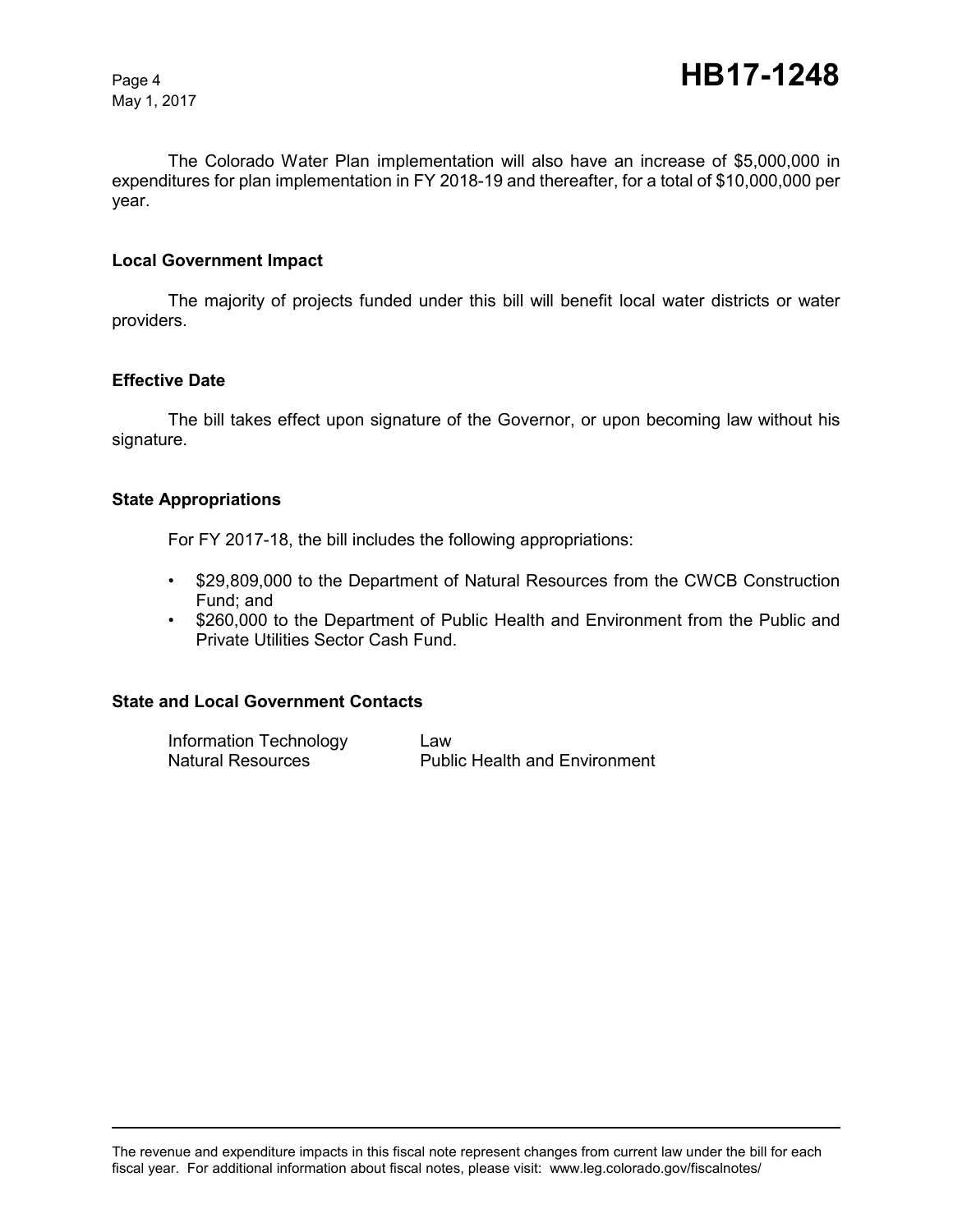The Colorado Water Plan implementation will also have an increase of $5,000,000 in expenditures for plan implementation in FY 2018-19 and thereafter, for a total of $10,000,000 per year.

**Local Government Impact**

The majority of projects funded under this bill will benefit local water districts or water providers.

**Effective Date**

The bill takes effect upon signature of the Governor, or upon becoming law without his signature.

**State Appropriations**

For FY 2017-18, the bill includes the following appropriations:

- $29,809,000 to the Department of Natural Resources from the CWCB Construction Fund; and
- $260,000 to the Department of Public Health and Environment from the Public and Private Utilities Sector Cash Fund.

**State and Local Government Contacts**

| | |
|---|---|
| Information Technology | Law |
| Natural Resources | Public Health and Environment |

The revenue and expenditure impacts in this fiscal note represent changes from current law under the bill for each fiscal year. For additional information about fiscal notes, please visit: www.leg.colorado.gov/fiscalnotes/